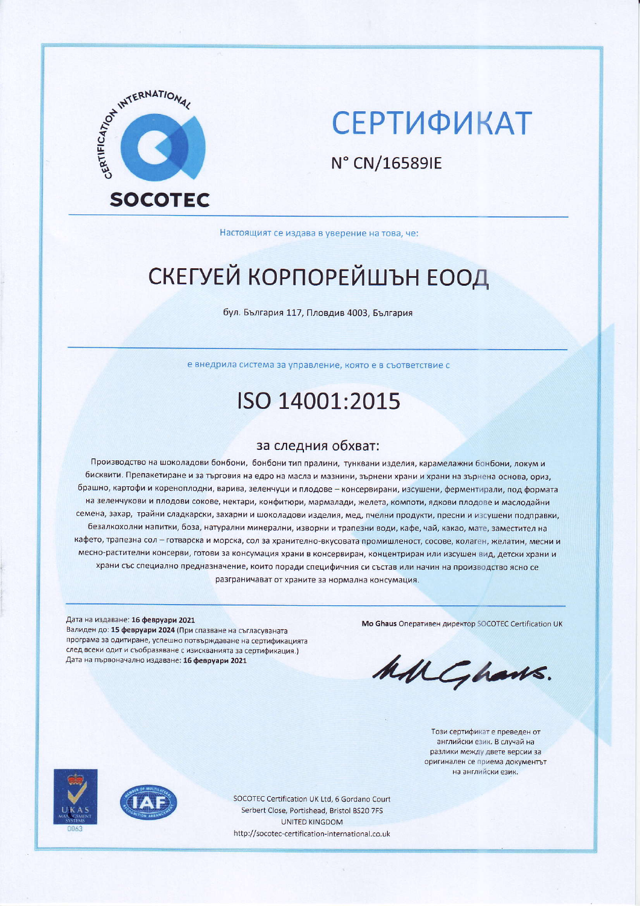SOCOTEC

# СЕРТИФИКАТ

N° CN/16589IE

Настоящият се издава в уверение на това, че:

## СКЕГУЕЙ КОРПОРЕЙШЪН ЕООД

бул. България 117, Пловдив 4003, България

е внедрила система за управление, която е в съответствие с

## ISO 14001:2015

### за следния обхват:

Производство на шоколадови бонбони, бонбони тип пралини, тунквани изделия, карамелажни бонбони, локум и бисквити. Препакетиране и за търговия на едро на масла и мазнини, зърнени храни и храни на зърнена основа, ориз, брашно, картофи и кореноплодни, варива, зеленчуци и плодове – консервирани, изсушени, ферментирали, под формата на зеленчукови и плодови сокове, нектари, конфитюри, мармалади, желета, компоти, ядкови плодове и маслодайни семена, захар, трайни сладкарски, захарни и шоколадови изделия, мед, пчелни продукти, пресни и изсушени подправки, безалкохолни напитки, боза, натурални минерални, изворни и трапезни води, кафе, чай, какао, мате, заместител на кафето, трапезна сол – готварска и морска, сол за хранително-вкусовата промишленост, сосове, колаген, желатин, месни и месно-растителни консерви, готови за консумация храни в консервиран, концентриран или изсушен вид, детски храни и храни със специално предназначение, които поради специфичния си състав или начин на производство ясно се разграничават от храните за нормална консумация.

Дата на издаване: **16 февруари 2021**
Валиден до: **15 февруари 2024** (При спазване на съгласуваната програма за одитиране, успешно потвърждаване на сертификацията след всеки одит и съобразяване с изискванията за сертификация.)
Дата на първоначално издаване: **16 февруари 2021**

**Mo Ghaus** Оперативен директор SOCOTEC Certification UK

Този сертификат е преведен от английски език. В случай на разлики между двете версии за оригинален се приема документът на английски език.

SOCOTEC Certification UK Ltd, 6 Gordano Court
Serbert Close, Portishead, Bristol BS20 7FS
UNITED KINGDOM
http://socotec-certification-international.co.uk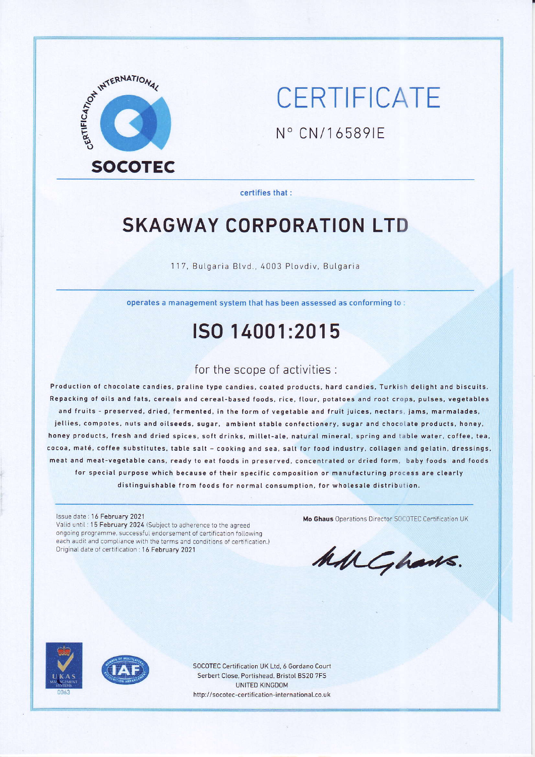CERTIFICATION INTERNATIONAL

SOCOTEC

# CERTIFICATE

N° CN/16589IE

certifies that :

## SKAGWAY CORPORATION LTD

117, Bulgaria Blvd., 4003 Plovdiv, Bulgaria

operates a management system that has been assessed as conforming to :

## ISO 14001:2015

for the scope of activities :

**Production of chocolate candies, praline type candies, coated products, hard candies, Turkish delight and biscuits. Repacking of oils and fats, cereals and cereal-based foods, rice, flour, potatoes and root crops, pulses, vegetables and fruits - preserved, dried, fermented, in the form of vegetable and fruit juices, nectars, jams, marmalades, jellies, compotes, nuts and oilseeds, sugar, ambient stable confectionery, sugar and chocolate products, honey, honey products, fresh and dried spices, soft drinks, millet-ale, natural mineral, spring and table water, coffee, tea, cocoa, maté, coffee substitutes, table salt – cooking and sea, salt for food industry, collagen and gelatin, dressings, meat and meat-vegetable cans, ready to eat foods in preserved, concentrated or dried form, baby foods and foods for special purpose which because of their specific composition or manufacturing process are clearly distinguishable from foods for normal consumption, for wholesale distribution.**

Issue date : 16 February 2021
Valid until : 15 February 2024 (Subject to adherence to the agreed ongoing programme, successful endorsement of certification following each audit and compliance with the terms and conditions of certification.)
Original date of certification : 16 February 2021

**Mo Ghaus** Operations Director SOCOTEC Certification UK

UKAS MANAGEMENT SYSTEMS 0063

IAF

SOCOTEC Certification UK Ltd, 6 Gordano Court
Serbert Close, Portishead, Bristol BS20 7FS
UNITED KINGDOM
http://socotec-certification-international.co.uk